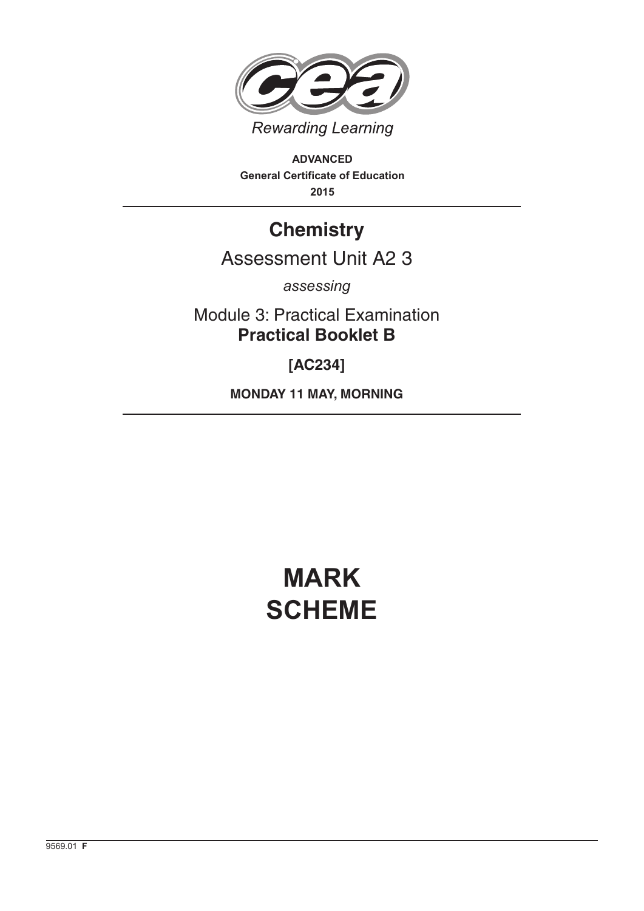Rewarding Learning

**ADVANCED**
**General Certificate of Education**
**2015**

# Chemistry

## Assessment Unit A2 3

*assessing*

Module 3: Practical Examination
**Practical Booklet B**

**[AC234]**

**MONDAY 11 MAY, MORNING**

# MARK SCHEME

9569.01 **F**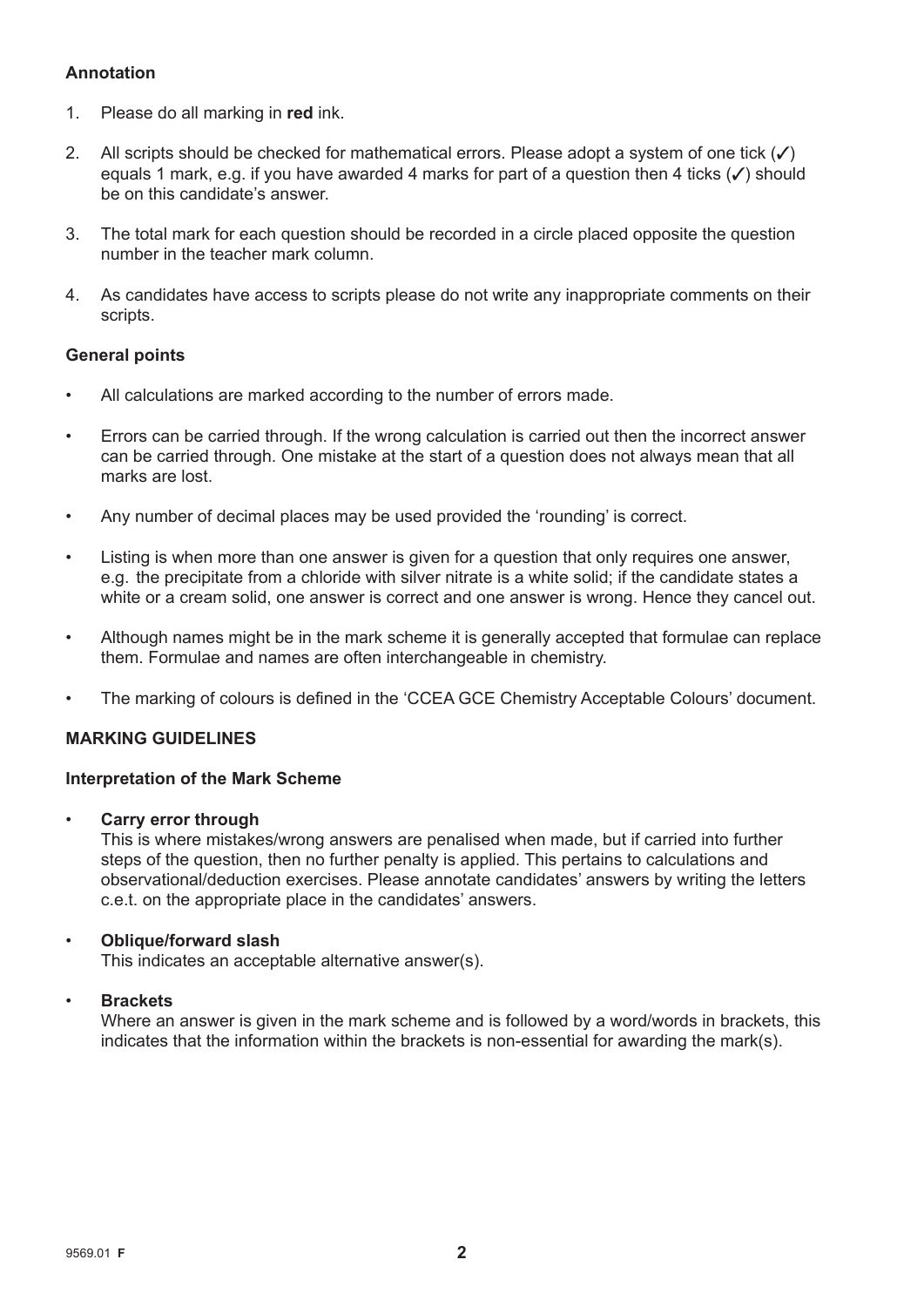**Annotation**

1. Please do all marking in **red** ink.

2. All scripts should be checked for mathematical errors. Please adopt a system of one tick (✓) equals 1 mark, e.g. if you have awarded 4 marks for part of a question then 4 ticks (✓) should be on this candidate's answer.

3. The total mark for each question should be recorded in a circle placed opposite the question number in the teacher mark column.

4. As candidates have access to scripts please do not write any inappropriate comments on their scripts.

**General points**

- All calculations are marked according to the number of errors made.
- Errors can be carried through. If the wrong calculation is carried out then the incorrect answer can be carried through. One mistake at the start of a question does not always mean that all marks are lost.
- Any number of decimal places may be used provided the 'rounding' is correct.
- Listing is when more than one answer is given for a question that only requires one answer, e.g. the precipitate from a chloride with silver nitrate is a white solid; if the candidate states a white or a cream solid, one answer is correct and one answer is wrong. Hence they cancel out.
- Although names might be in the mark scheme it is generally accepted that formulae can replace them. Formulae and names are often interchangeable in chemistry.
- The marking of colours is defined in the 'CCEA GCE Chemistry Acceptable Colours' document.

**MARKING GUIDELINES**

**Interpretation of the Mark Scheme**

- **Carry error through**
  This is where mistakes/wrong answers are penalised when made, but if carried into further steps of the question, then no further penalty is applied. This pertains to calculations and observational/deduction exercises. Please annotate candidates' answers by writing the letters c.e.t. on the appropriate place in the candidates' answers.

- **Oblique/forward slash**
  This indicates an acceptable alternative answer(s).

- **Brackets**
  Where an answer is given in the mark scheme and is followed by a word/words in brackets, this indicates that the information within the brackets is non-essential for awarding the mark(s).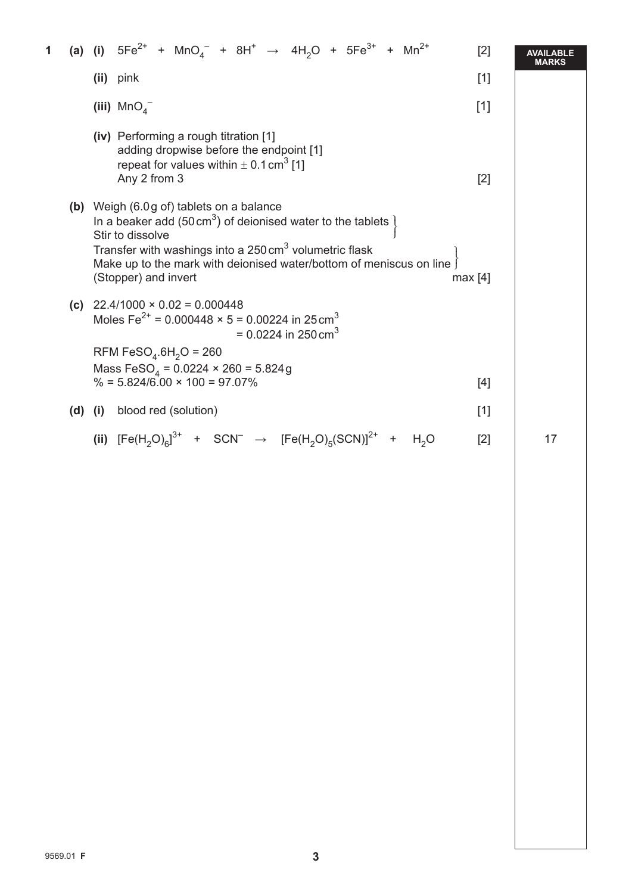**AVAILABLE MARKS**

**1 (a) (i)** $5Fe^{2+} + MnO_4^- + 8H^+ \rightarrow 4H_2O + 5Fe^{3+} + Mn^{2+}$ [2]

**(ii)** pink [1]

**(iii)** $MnO_4^-$ [1]

**(iv)** Performing a rough titration [1]
adding dropwise before the endpoint [1]
repeat for values within $\pm$ 0.1 $cm^3$ [1]
Any 2 from 3 [2]

**(b)** Weigh (6.0 g of) tablets on a balance
In a beaker add (50 $cm^3$) of deionised water to the tablets }
Stir to dissolve }
Transfer with washings into a 250 $cm^3$ volumetric flask }
Make up to the mark with deionised water/bottom of meniscus on line }
(Stopper) and invert max [4]

**(c)** 22.4/1000 × 0.02 = 0.000448
Moles $Fe^{2+}$ = 0.000448 × 5 = 0.00224 in 25 $cm^3$
= 0.0224 in 250 $cm^3$

RFM $FeSO_4.6H_2O$ = 260
Mass $FeSO_4$ = 0.0224 × 260 = 5.824 g
% = 5.824/6.00 × 100 = 97.07% [4]

**(d) (i)** blood red (solution) [1]

**(ii)** $[Fe(H_2O)_6]^{3+} + SCN^- \rightarrow [Fe(H_2O)_5(SCN)]^{2+} + H_2O$ [2]

17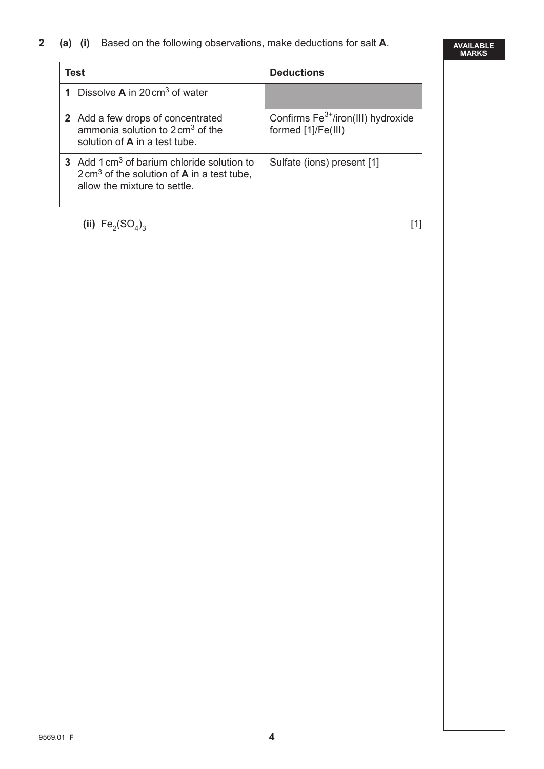**2 (a) (i)** Based on the following observations, make deductions for salt **A**.

| Test | Deductions |
|---|---|
| **1** Dissolve **A** in 20 cm$^3$ of water | |
| **2** Add a few drops of concentrated ammonia solution to 2 cm$^3$ of the solution of **A** in a test tube. | Confirms $Fe^{3+}$/iron(III) hydroxide formed [1]/Fe(III) |
| **3** Add 1 cm$^3$ of barium chloride solution to 2 cm$^3$ of the solution of **A** in a test tube, allow the mixture to settle. | Sulfate (ions) present [1] |

**(ii)** $Fe_2(SO_4)_3$ [1]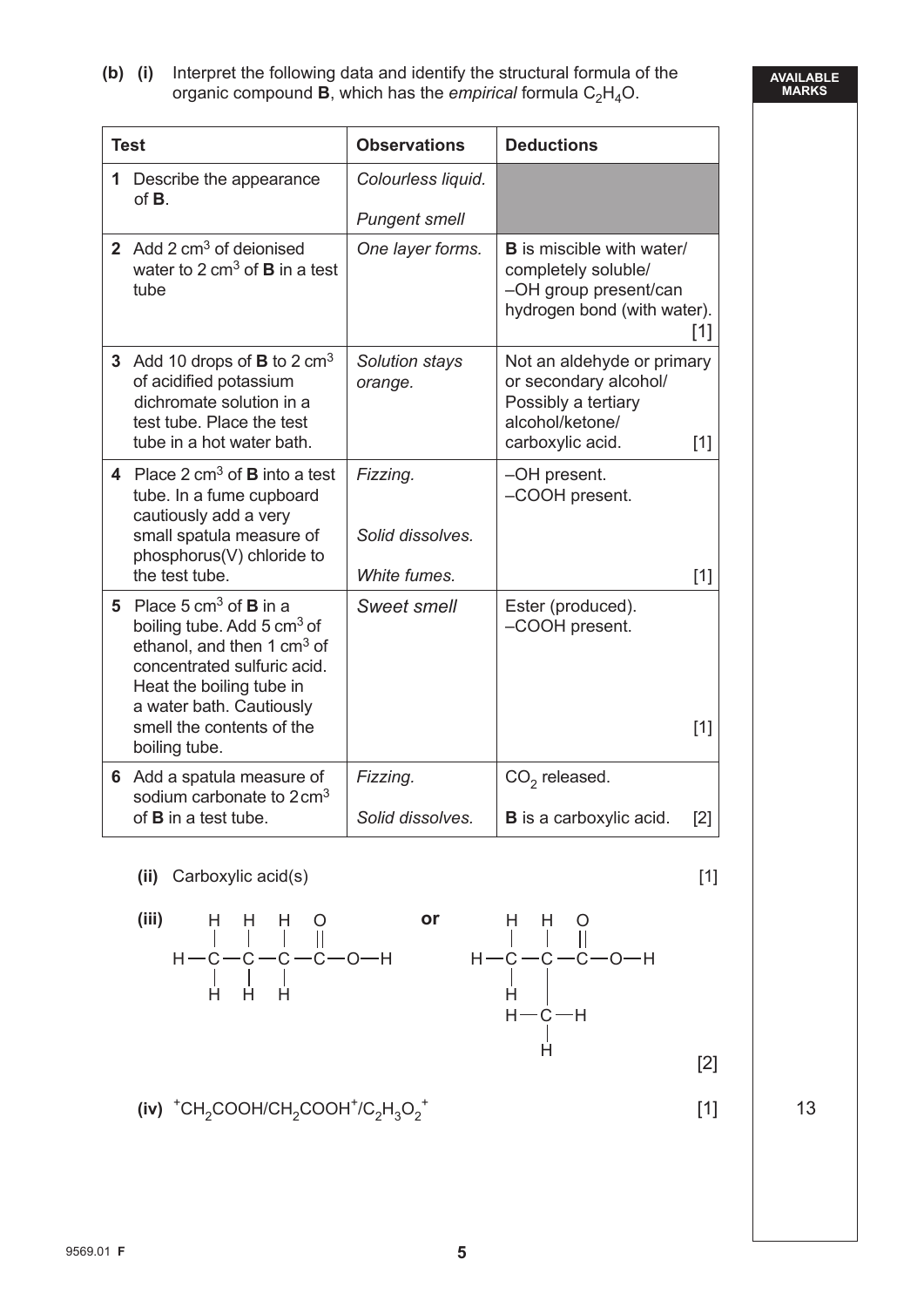**(b) (i)** Interpret the following data and identify the structural formula of the organic compound **B**, which has the *empirical* formula $C_2H_4O$.

AVAILABLE MARKS

| Test | Observations | Deductions |
|---|---|---|
| **1** Describe the appearance of **B**. | *Colourless liquid.* <br> *Pungent smell* | |
| **2** Add 2 $cm^3$ of deionised water to 2 $cm^3$ of **B** in a test tube | *One layer forms.* | **B** is miscible with water/ completely soluble/ –OH group present/can hydrogen bond (with water). [1] |
| **3** Add 10 drops of **B** to 2 $cm^3$ of acidified potassium dichromate solution in a test tube. Place the test tube in a hot water bath. | *Solution stays orange.* | Not an aldehyde or primary or secondary alcohol/ Possibly a tertiary alcohol/ketone/ carboxylic acid. [1] |
| **4** Place 2 $cm^3$ of **B** into a test tube. In a fume cupboard cautiously add a very small spatula measure of phosphorus(V) chloride to the test tube. | *Fizzing.* <br> *Solid dissolves.* <br> *White fumes.* | –OH present. <br> –COOH present. [1] |
| **5** Place 5 $cm^3$ of **B** in a boiling tube. Add 5 $cm^3$ of ethanol, and then 1 $cm^3$ of concentrated sulfuric acid. Heat the boiling tube in a water bath. Cautiously smell the contents of the boiling tube. | *Sweet smell* | Ester (produced). <br> –COOH present. [1] |
| **6** Add a spatula measure of sodium carbonate to 2 $cm^3$ of **B** in a test tube. | *Fizzing.* <br> *Solid dissolves.* | $CO_2$ released. <br> **B** is a carboxylic acid. [2] |

**(ii)** Carboxylic acid(s) [1]

**(iii)**

```
   H   H   H   O                    H   H   O
   |   |   |   ||                   |   |   ||
H—C—C—C—C—O—H        or      H—C—C—C—O—H
   |   |   |                        |   |
   H   H   H                        H   |
                                    H—C—H
                                        |
                                        H
```

[2]

**(iv)** $^+CH_2COOH$/$CH_2COOH^+$/$C_2H_3O_2^+$ [1]

13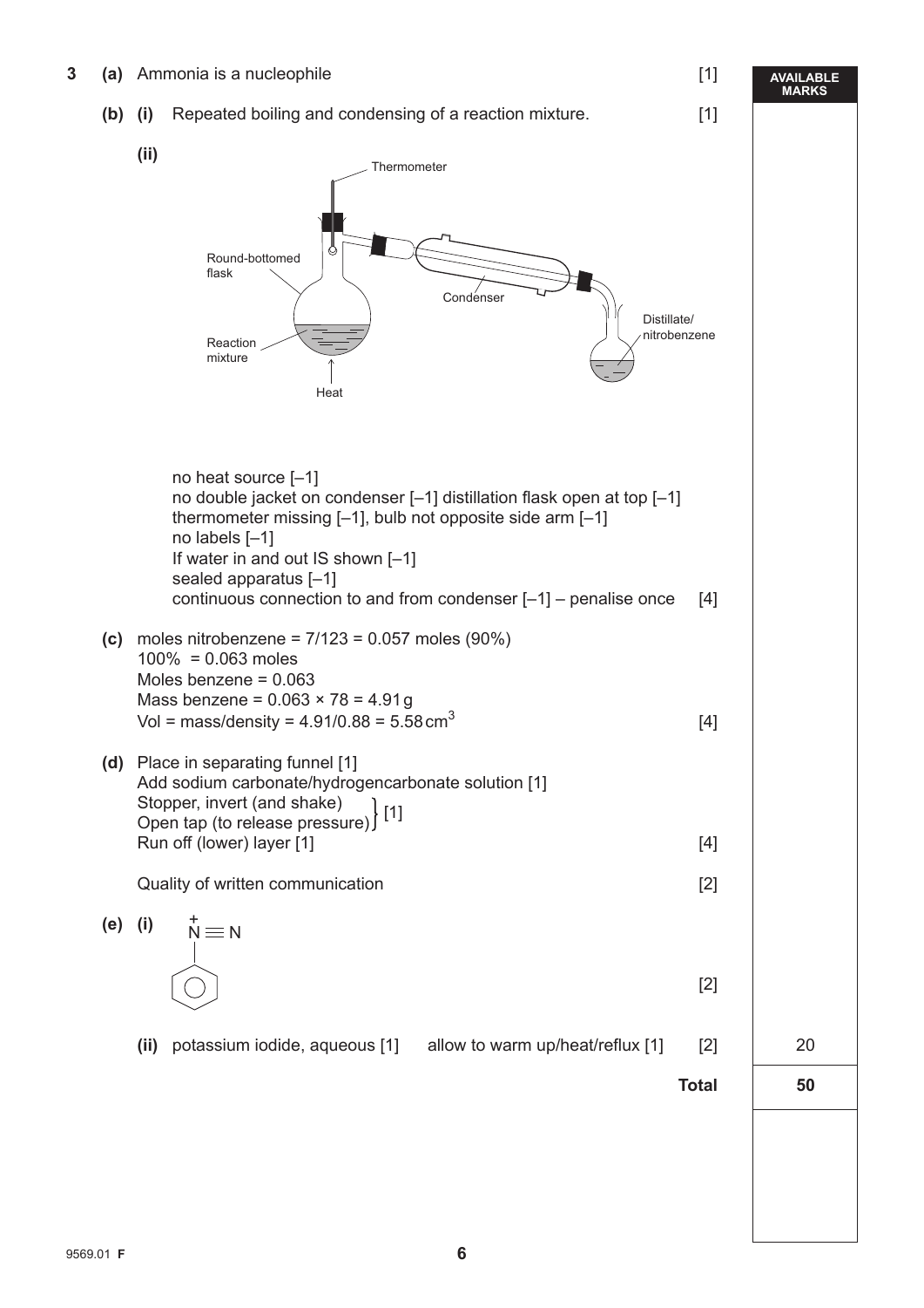**3** **(a)** Ammonia is a nucleophile [1]

**(b)** **(i)** Repeated boiling and condensing of a reaction mixture. [1]

**(ii)**

Thermometer

Round-bottomed flask

Condenser

Distillate/ nitrobenzene

Reaction mixture

Heat

no heat source [–1]
no double jacket on condenser [–1] distillation flask open at top [–1]
thermometer missing [–1], bulb not opposite side arm [–1]
no labels [–1]
If water in and out IS shown [–1]
sealed apparatus [–1]
continuous connection to and from condenser [–1] – penalise once [4]

**(c)** moles nitrobenzene = 7/123 = 0.057 moles (90%)
100% = 0.063 moles
Moles benzene = 0.063
Mass benzene = 0.063 × 78 = 4.91 g
Vol = mass/density = 4.91/0.88 = 5.58 $cm^3$ [4]

**(d)** Place in separating funnel [1]
Add sodium carbonate/hydrogencarbonate solution [1]
Stopper, invert (and shake)
Open tap (to release pressure) } [1]
Run off (lower) layer [1] [4]

Quality of written communication [2]

**(e)** **(i)** $C_6H_5–\overset{+}{N}\equiv N$ [2]

**(ii)** potassium iodide, aqueous [1] allow to warm up/heat/reflux [1] [2]

AVAILABLE MARKS: 20

**Total** 50